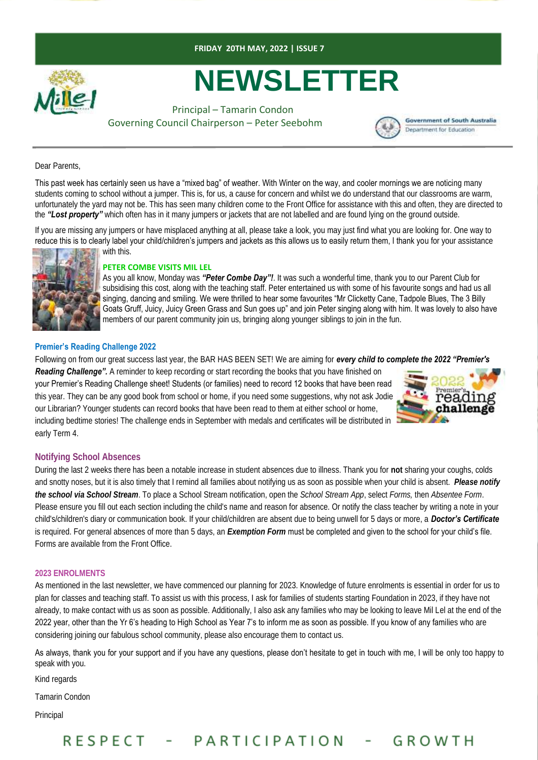**FRIDAY 20TH MAY, 2022 | ISSUE 7**

# NEWSLETTER

Principal – Tamarin Condon
Governing Council Chairperson – Peter Seebohm

Government of South Australia
Department for Education

Dear Parents,

This past week has certainly seen us have a "mixed bag" of weather. With Winter on the way, and cooler mornings we are noticing many students coming to school without a jumper. This is, for us, a cause for concern and whilst we do understand that our classrooms are warm, unfortunately the yard may not be. This has seen many children come to the Front Office for assistance with this and often, they are directed to the ***"Lost property"*** which often has in it many jumpers or jackets that are not labelled and are found lying on the ground outside.

If you are missing any jumpers or have misplaced anything at all, please take a look, you may just find what you are looking for. One way to reduce this is to clearly label your child/children's jumpers and jackets as this allows us to easily return them, I thank you for your assistance with this.

### PETER COMBE VISITS MIL LEL

As you all know, Monday was ***"Peter Combe Day"!***. It was such a wonderful time, thank you to our Parent Club for subsidising this cost, along with the teaching staff. Peter entertained us with some of his favourite songs and had us all singing, dancing and smiling. We were thrilled to hear some favourites "Mr Clicketty Cane, Tadpole Blues, The 3 Billy Goats Gruff, Juicy, Juicy Green Grass and Sun goes up" and join Peter singing along with him. It was lovely to also have members of our parent community join us, bringing along younger siblings to join in the fun.

### Premier's Reading Challenge 2022

Following on from our great success last year, the BAR HAS BEEN SET! We are aiming for ***every child to complete the 2022 "Premier's Reading Challenge".*** A reminder to keep recording or start recording the books that you have finished on your Premier's Reading Challenge sheet! Students (or families) need to record 12 books that have been read this year. They can be any good book from school or home, if you need some suggestions, why not ask Jodie our Librarian? Younger students can record books that have been read to them at either school or home, including bedtime stories! The challenge ends in September with medals and certificates will be distributed in early Term 4.

### Notifying School Absences

During the last 2 weeks there has been a notable increase in student absences due to illness. Thank you for **not** sharing your coughs, colds and snotty noses, but it is also timely that I remind all families about notifying us as soon as possible when your child is absent. ***Please notify the school via School Stream***. To place a School Stream notification, open the *School Stream App*, select *Forms,* then *Absentee Form*. Please ensure you fill out each section including the child's name and reason for absence. Or notify the class teacher by writing a note in your child's/children's diary or communication book. If your child/children are absent due to being unwell for 5 days or more, a ***Doctor's Certificate*** is required. For general absences of more than 5 days, an ***Exemption Form*** must be completed and given to the school for your child's file. Forms are available from the Front Office.

### 2023 ENROLMENTS

As mentioned in the last newsletter, we have commenced our planning for 2023. Knowledge of future enrolments is essential in order for us to plan for classes and teaching staff. To assist us with this process, I ask for families of students starting Foundation in 2023, if they have not already, to make contact with us as soon as possible. Additionally, I also ask any families who may be looking to leave Mil Lel at the end of the 2022 year, other than the Yr 6's heading to High School as Year 7's to inform me as soon as possible. If you know of any families who are considering joining our fabulous school community, please also encourage them to contact us.

As always, thank you for your support and if you have any questions, please don't hesitate to get in touch with me, I will be only too happy to speak with you.

Kind regards

Tamarin Condon

Principal

RESPECT - PARTICIPATION - GROWTH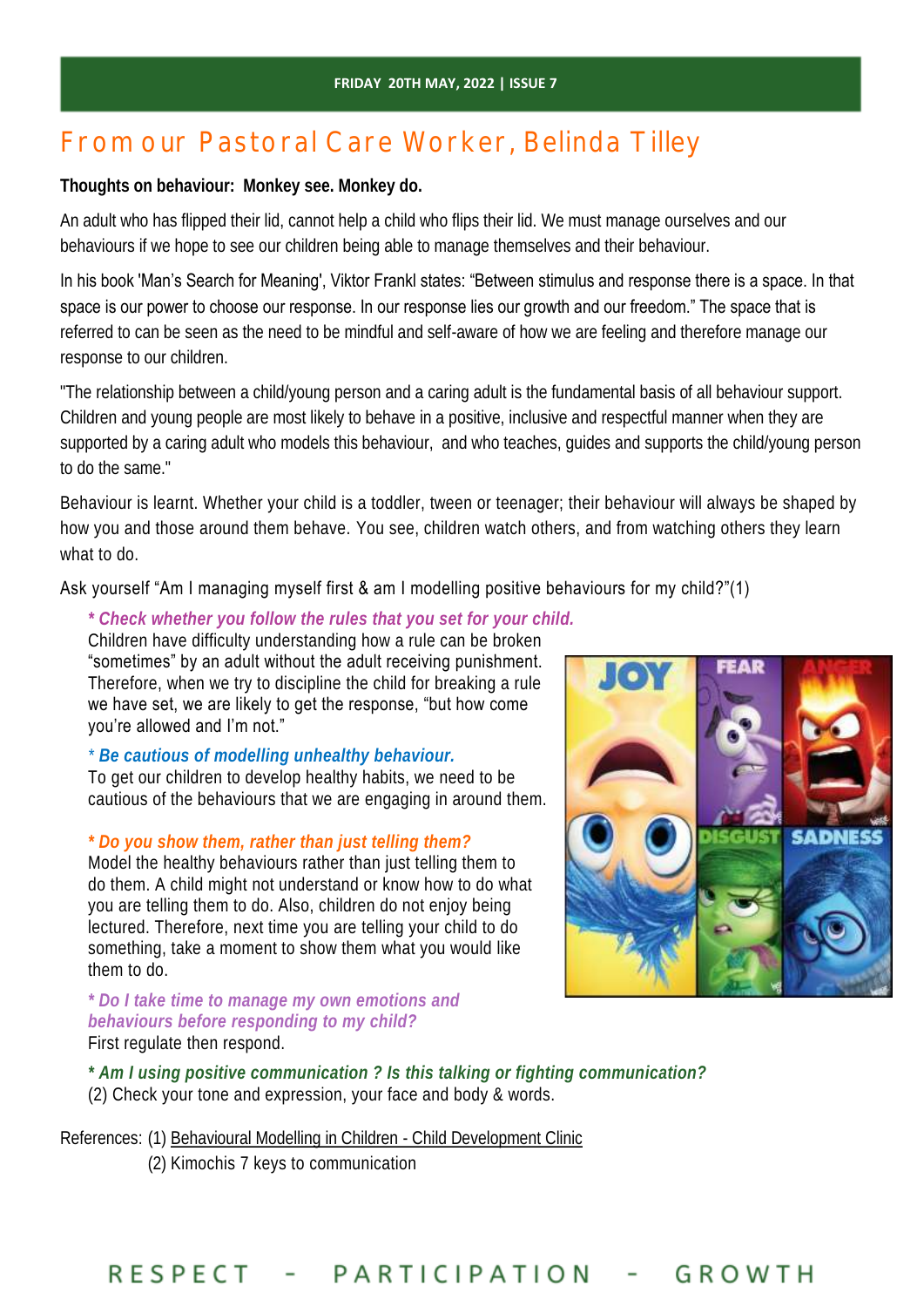## From our Pastoral Care Worker, Belinda Tilley

**Thoughts on behaviour: Monkey see. Monkey do.**

An adult who has flipped their lid, cannot help a child who flips their lid. We must manage ourselves and our behaviours if we hope to see our children being able to manage themselves and their behaviour.

In his book 'Man's Search for Meaning', Viktor Frankl states: "Between stimulus and response there is a space. In that space is our power to choose our response. In our response lies our growth and our freedom." The space that is referred to can be seen as the need to be mindful and self-aware of how we are feeling and therefore manage our response to our children.

"The relationship between a child/young person and a caring adult is the fundamental basis of all behaviour support. Children and young people are most likely to behave in a positive, inclusive and respectful manner when they are supported by a caring adult who models this behaviour, and who teaches, guides and supports the child/young person to do the same."

Behaviour is learnt. Whether your child is a toddler, tween or teenager; their behaviour will always be shaped by how you and those around them behave. You see, children watch others, and from watching others they learn what to do.

Ask yourself "Am I managing myself first & am I modelling positive behaviours for my child?"(1)

***Check whether you follow the rules that you set for your child.***
Children have difficulty understanding how a rule can be broken "sometimes" by an adult without the adult receiving punishment. Therefore, when we try to discipline the child for breaking a rule we have set, we are likely to get the response, "but how come you're allowed and I'm not."

** *Be cautious of modelling unhealthy behaviour.***
To get our children to develop healthy habits, we need to be cautious of the behaviours that we are engaging in around them.

***Do you show them, rather than just telling them?***
Model the healthy behaviours rather than just telling them to do them. A child might not understand or know how to do what you are telling them to do. Also, children do not enjoy being lectured. Therefore, next time you are telling your child to do something, take a moment to show them what you would like them to do.

***Do I take time to manage my own emotions and behaviours before responding to my child?***
First regulate then respond.

***Am I using positive communication ? Is this talking or fighting communication?***
(2) Check your tone and expression, your face and body & words.

References: (1) Behavioural Modelling in Children - Child Development Clinic
(2) Kimochis 7 keys to communication

RESPECT - PARTICIPATION - GROWTH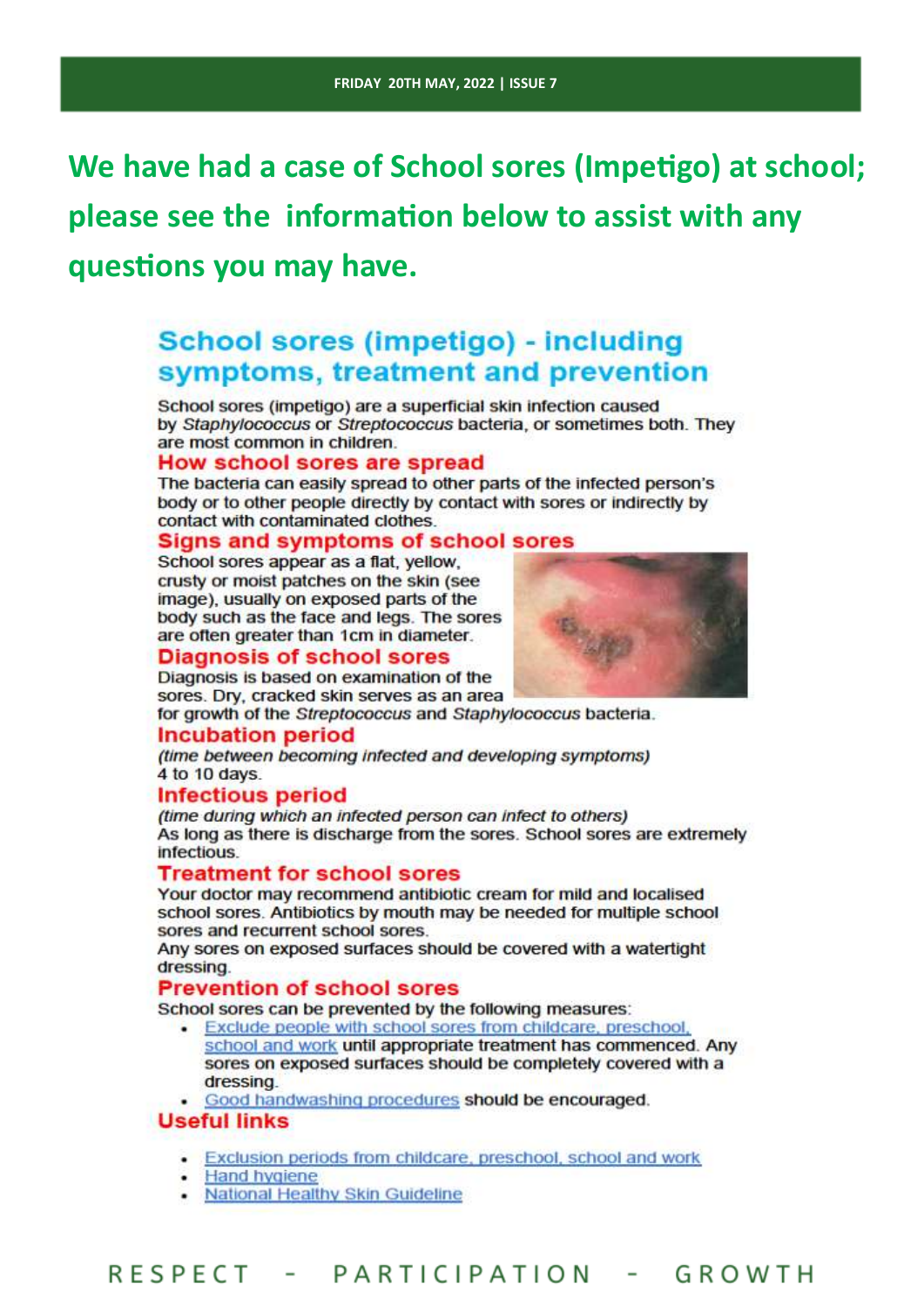**We have had a case of School sores (Impetigo) at school; please see the information below to assist with any questions you may have.**

## School sores (impetigo) - including symptoms, treatment and prevention

School sores (impetigo) are a superficial skin infection caused by *Staphylococcus* or *Streptococcus* bacteria, or sometimes both. They are most common in children.

### How school sores are spread

The bacteria can easily spread to other parts of the infected person's body or to other people directly by contact with sores or indirectly by contact with contaminated clothes.

### Signs and symptoms of school sores

School sores appear as a flat, yellow, crusty or moist patches on the skin (see image), usually on exposed parts of the body such as the face and legs. The sores are often greater than 1cm in diameter.

### Diagnosis of school sores

Diagnosis is based on examination of the sores. Dry, cracked skin serves as an area for growth of the *Streptococcus* and *Staphylococcus* bacteria.

### Incubation period

*(time between becoming infected and developing symptoms)*
4 to 10 days.

### Infectious period

*(time during which an infected person can infect to others)*
As long as there is discharge from the sores. School sores are extremely infectious.

### Treatment for school sores

Your doctor may recommend antibiotic cream for mild and localised school sores. Antibiotics by mouth may be needed for multiple school sores and recurrent school sores.
Any sores on exposed surfaces should be covered with a watertight dressing.

### Prevention of school sores

School sores can be prevented by the following measures:

- Exclude people with school sores from childcare, preschool, school and work until appropriate treatment has commenced. Any sores on exposed surfaces should be completely covered with a dressing.
- Good handwashing procedures should be encouraged.

### Useful links

- Exclusion periods from childcare, preschool, school and work
- Hand hygiene
- National Healthy Skin Guideline

RESPECT - PARTICIPATION - GROWTH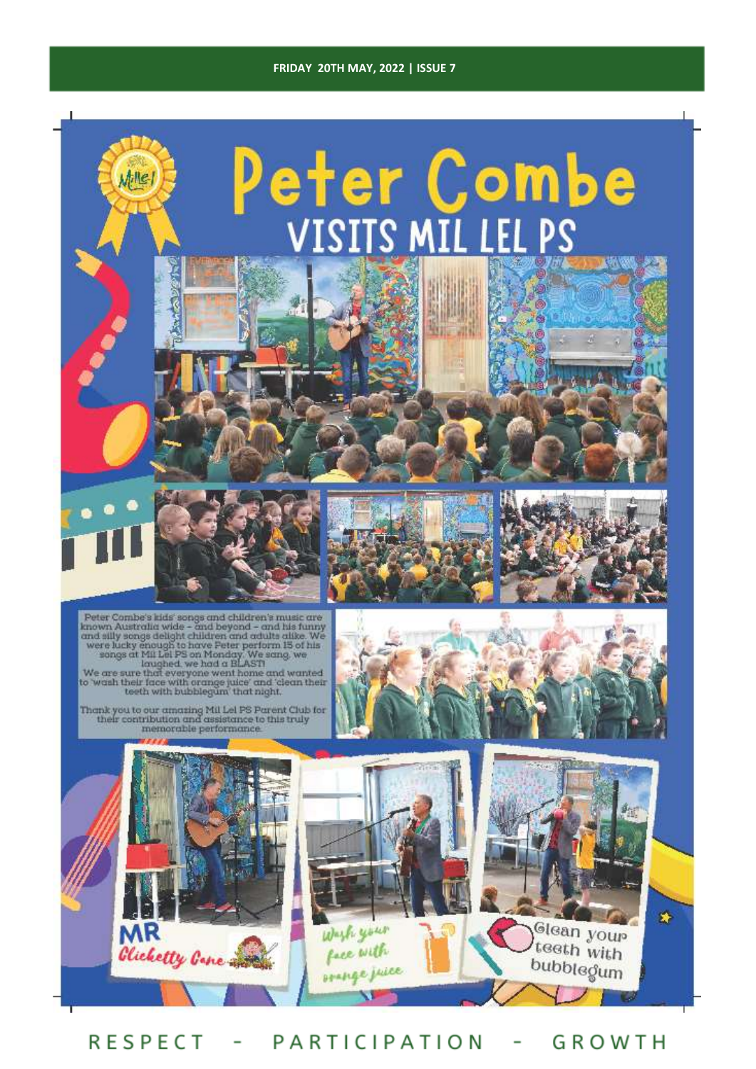# Peter Combe

## VISITS MIL LEL PS

Peter Combe's kids' songs and children's music are known Australia wide – and beyond – and his funny and silly songs delight children and adults alike. We were lucky enough to have Peter perform 15 of his songs at Mil Lel PS on Monday. We sang, we laughed, we had a BLAST!

We are sure that everyone went home and wanted to 'wash their face with orange juice' and 'clean their teeth with bubblegum' that night.

Thank you to our amazing Mil Lel PS Parent Club for their contribution and assistance to this truly memorable performance.

MR Clicketty Cane

Wash your face with orange juice

Clean your teeth with bubblegum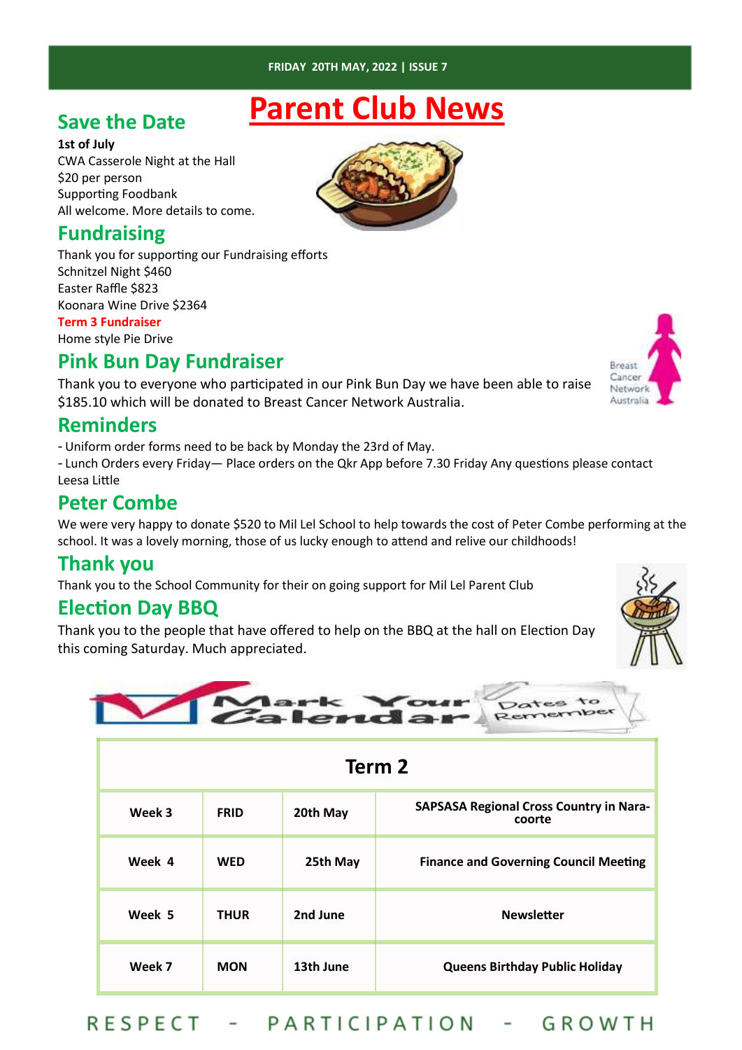# Parent Club News

## Save the Date

**1st of July**
CWA Casserole Night at the Hall
$20 per person
Supporting Foodbank
All welcome. More details to come.

## Fundraising

Thank you for supporting our Fundraising efforts
Schnitzel Night $460
Easter Raffle $823
Koonara Wine Drive $2364
**Term 3 Fundraiser**
Home style Pie Drive

## Pink Bun Day Fundraiser

Thank you to everyone who participated in our Pink Bun Day we have been able to raise $185.10 which will be donated to Breast Cancer Network Australia.

## Reminders

- Uniform order forms need to be back by Monday the 23rd of May.
- Lunch Orders every Friday— Place orders on the Qkr App before 7.30 Friday Any questions please contact Leesa Little

## Peter Combe

We were very happy to donate $520 to Mil Lel School to help towards the cost of Peter Combe performing at the school. It was a lovely morning, those of us lucky enough to attend and relive our childhoods!

## Thank you

Thank you to the School Community for their on going support for Mil Lel Parent Club

## Election Day BBQ

Thank you to the people that have offered to help on the BBQ at the hall on Election Day this coming Saturday. Much appreciated.

## Mark Your Calendar — Dates to Remember

| Term 2 | | | |
|---|---|---|---|
| **Week 3** | **FRID** | **20th May** | **SAPSASA Regional Cross Country in Naracoorte** |
| **Week 4** | **WED** | **25th May** | **Finance and Governing Council Meeting** |
| **Week 5** | **THUR** | **2nd June** | **Newsletter** |
| **Week 7** | **MON** | **13th June** | **Queens Birthday Public Holiday** |

RESPECT - PARTICIPATION - GROWTH